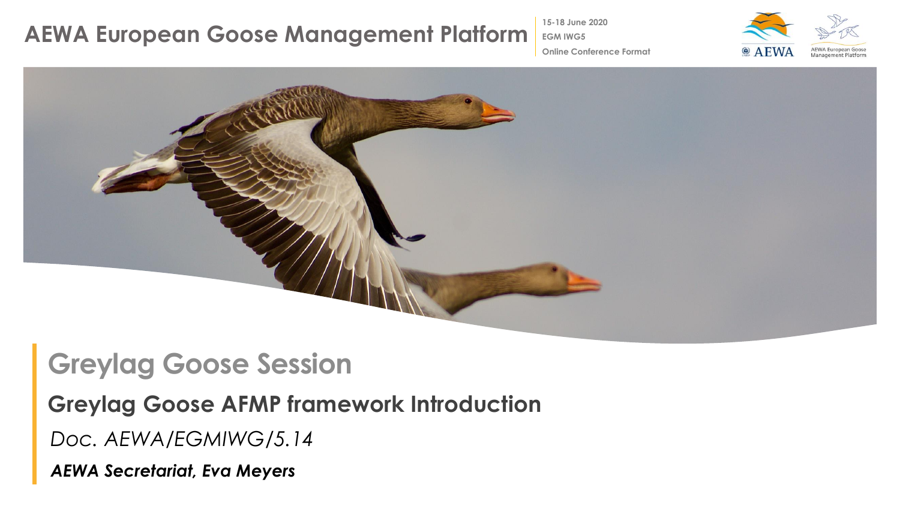# AEWA European Goose Management Platform

15-18 June 2020
EGM IWG5
Online Conference Format

AEWA

AEWA European Goose Management Platform

## Greylag Goose Session

### Greylag Goose AFMP framework Introduction

*Doc. AEWA/EGMIWG/5.14*

***AEWA Secretariat, Eva Meyers***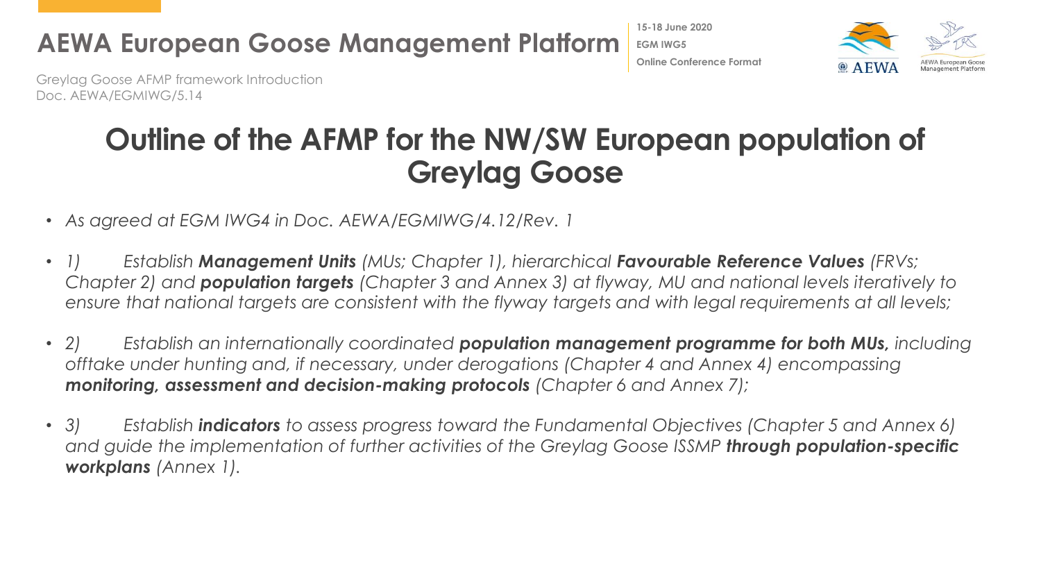# Outline of the AFMP for the NW/SW European population of Greylag Goose

- *As agreed at EGM IWG4 in Doc. AEWA/EGMIWG/4.12/Rev. 1*
- *1) Establish **Management Units** (MUs; Chapter 1), hierarchical **Favourable Reference Values** (FRVs; Chapter 2) and **population targets** (Chapter 3 and Annex 3) at flyway, MU and national levels iteratively to ensure that national targets are consistent with the flyway targets and with legal requirements at all levels;*
- *2) Establish an internationally coordinated **population management programme for both MUs,** including offtake under hunting and, if necessary, under derogations (Chapter 4 and Annex 4) encompassing **monitoring, assessment and decision-making protocols** (Chapter 6 and Annex 7);*
- *3) Establish **indicators** to assess progress toward the Fundamental Objectives (Chapter 5 and Annex 6) and guide the implementation of further activities of the Greylag Goose ISSMP **through population-specific workplans** (Annex 1).*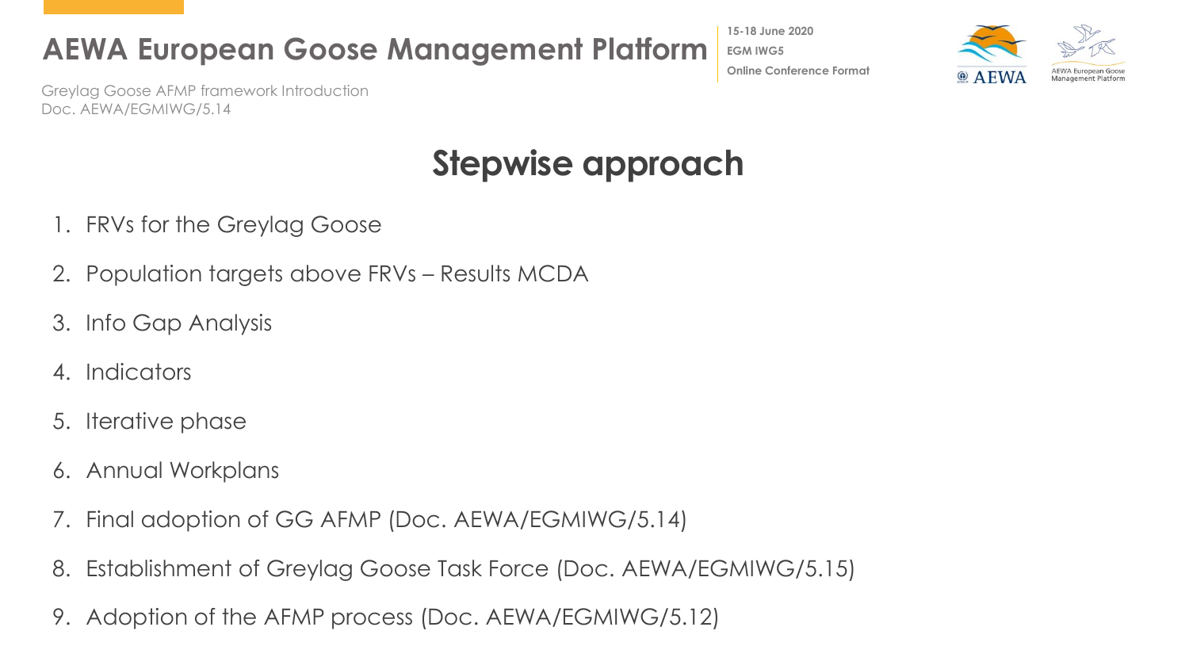# Stepwise approach

1. FRVs for the Greylag Goose
2. Population targets above FRVs – Results MCDA
3. Info Gap Analysis
4. Indicators
5. Iterative phase
6. Annual Workplans
7. Final adoption of GG AFMP (Doc. AEWA/EGMIWG/5.14)
8. Establishment of Greylag Goose Task Force (Doc. AEWA/EGMIWG/5.15)
9. Adoption of the AFMP process (Doc. AEWA/EGMIWG/5.12)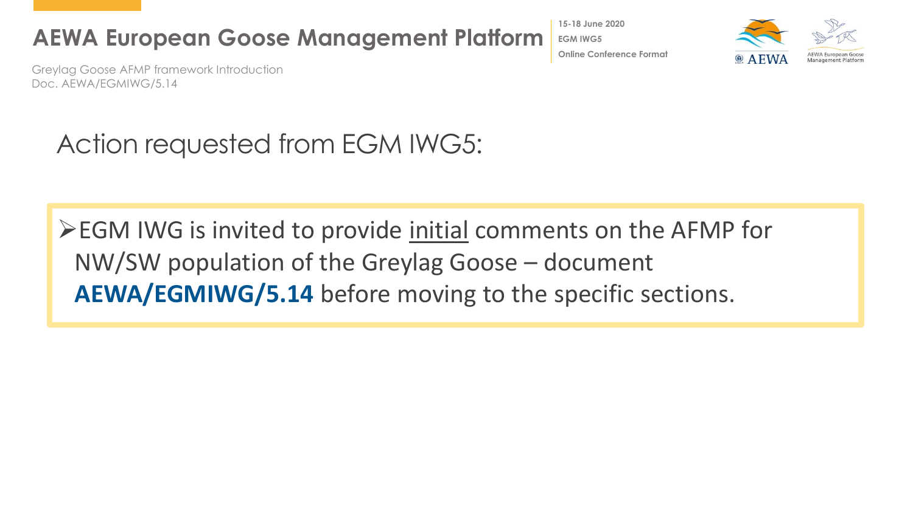# Action requested from EGM IWG5:

- EGM IWG is invited to provide <u>initial</u> comments on the AFMP for NW/SW population of the Greylag Goose – document **AEWA/EGMIWG/5.14** before moving to the specific sections.